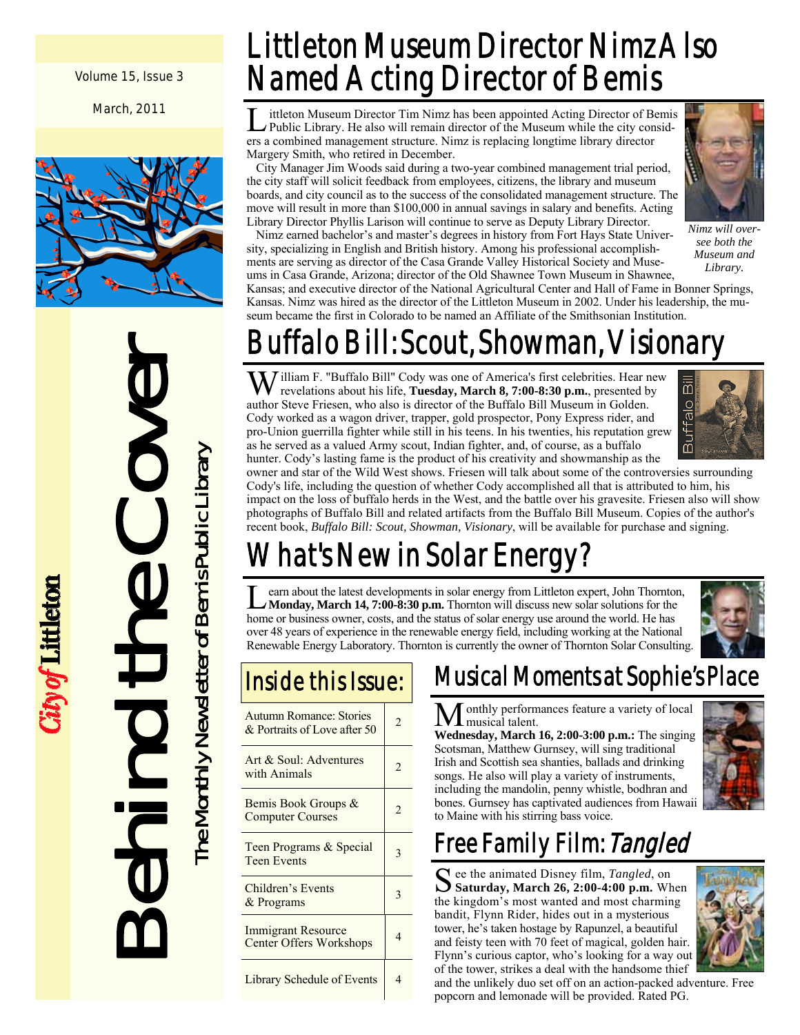Volume 15, Issue 3

March, 2011

# Behind the Cover

The Monthly Newsletter of Bemis Public Library

City of Littleton

## Littleton Museum Director Nimz Also Named Acting Director of Bemis

Littleton Museum Director Tim Nimz has been appointed Acting Director of Bemis Public Library. He also will remain director of the Museum while the city considers a combined management structure. Nimz is replacing longtime library director Margery Smith, who retired in December.

City Manager Jim Woods said during a two-year combined management trial period, the city staff will solicit feedback from employees, citizens, the library and museum boards, and city council as to the success of the consolidated management structure. The move will result in more than $100,000 in annual savings in salary and benefits. Acting Library Director Phyllis Larison will continue to serve as Deputy Library Director.

Nimz earned bachelor's and master's degrees in history from Fort Hays State University, specializing in English and British history. Among his professional accomplishments are serving as director of the Casa Grande Valley Historical Society and Museums in Casa Grande, Arizona; director of the Old Shawnee Town Museum in Shawnee, Kansas; and executive director of the National Agricultural Center and Hall of Fame in Bonner Springs, Kansas. Nimz was hired as the director of the Littleton Museum in 2002. Under his leadership, the museum became the first in Colorado to be named an Affiliate of the Smithsonian Institution.

*Nimz will oversee both the Museum and Library.*

## Buffalo Bill: Scout, Showman, Visionary

William F. "Buffalo Bill" Cody was one of America's first celebrities. Hear new revelations about his life, **Tuesday, March 8, 7:00-8:30 p.m.**, presented by author Steve Friesen, who also is director of the Buffalo Bill Museum in Golden. Cody worked as a wagon driver, trapper, gold prospector, Pony Express rider, and pro-Union guerrilla fighter while still in his teens. In his twenties, his reputation grew as he served as a valued Army scout, Indian fighter, and, of course, as a buffalo hunter. Cody's lasting fame is the product of his creativity and showmanship as the owner and star of the Wild West shows. Friesen will talk about some of the controversies surrounding Cody's life, including the question of whether Cody accomplished all that is attributed to him, his impact on the loss of buffalo herds in the West, and the battle over his gravesite. Friesen also will show photographs of Buffalo Bill and related artifacts from the Buffalo Bill Museum. Copies of the author's recent book, *Buffalo Bill: Scout, Showman, Visionary*, will be available for purchase and signing.

## What's New in Solar Energy?

Learn about the latest developments in solar energy from Littleton expert, John Thornton, **Monday, March 14, 7:00-8:30 p.m.** Thornton will discuss new solar solutions for the home or business owner, costs, and the status of solar energy use around the world. He has over 48 years of experience in the renewable energy field, including working at the National Renewable Energy Laboratory. Thornton is currently the owner of Thornton Solar Consulting.

## Inside this Issue:

| Article | Page |
|---|---|
| Autumn Romance: Stories & Portraits of Love after 50 | 2 |
| Art & Soul: Adventures with Animals | 2 |
| Bemis Book Groups & Computer Courses | 2 |
| Teen Programs & Special Teen Events | 3 |
| Children's Events & Programs | 3 |
| Immigrant Resource Center Offers Workshops | 4 |
| Library Schedule of Events | 4 |

## Musical Moments at Sophie's Place

Monthly performances feature a variety of local musical talent.

**Wednesday, March 16, 2:00-3:00 p.m.:** The singing Scotsman, Matthew Gurnsey, will sing traditional Irish and Scottish sea shanties, ballads and drinking songs. He also will play a variety of instruments, including the mandolin, penny whistle, bodhran and bones. Gurnsey has captivated audiences from Hawaii to Maine with his stirring bass voice.

## Free Family Film: *Tangled*

See the animated Disney film, *Tangled*, on **Saturday, March 26, 2:00-4:00 p.m.** When the kingdom's most wanted and most charming bandit, Flynn Rider, hides out in a mysterious tower, he's taken hostage by Rapunzel, a beautiful and feisty teen with 70 feet of magical, golden hair. Flynn's curious captor, who's looking for a way out of the tower, strikes a deal with the handsome thief and the unlikely duo set off on an action-packed adventure. Free popcorn and lemonade will be provided. Rated PG.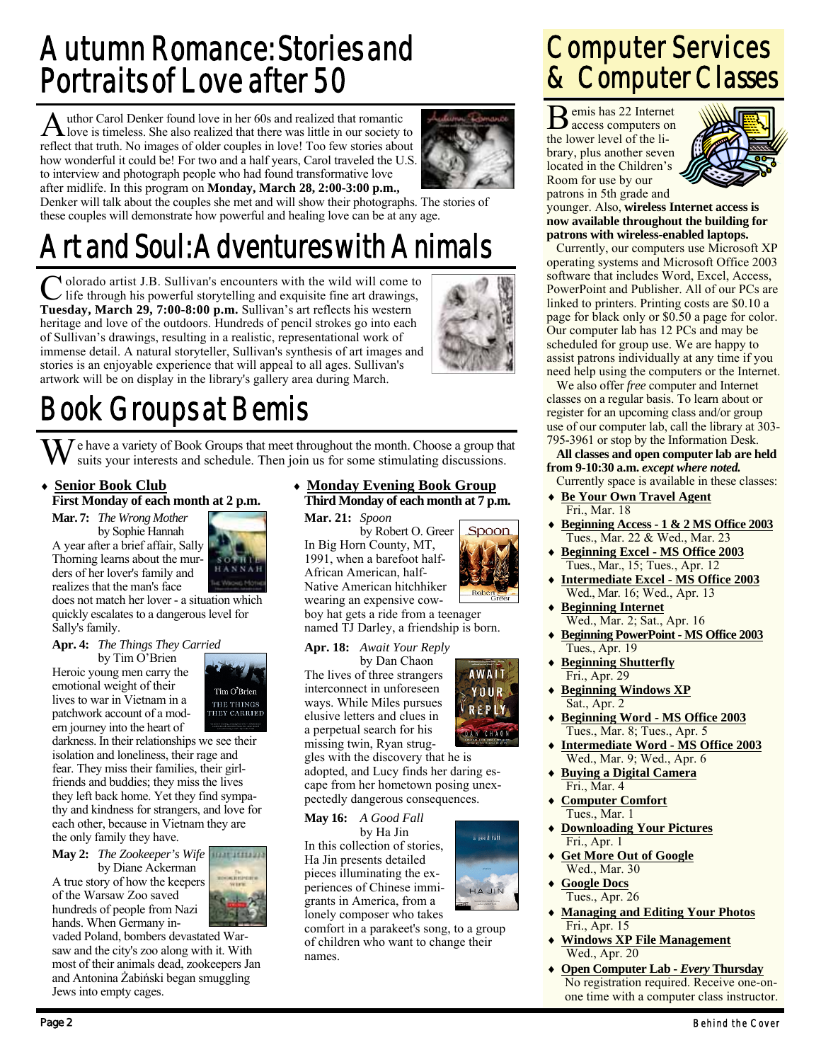# Autumn Romance: Stories and Portraits of Love after 50

Author Carol Denker found love in her 60s and realized that romantic love is timeless. She also realized that there was little in our society to reflect that truth. No images of older couples in love! Too few stories about how wonderful it could be! For two and a half years, Carol traveled the U.S. to interview and photograph people who had found transformative love after midlife. In this program on **Monday, March 28, 2:00-3:00 p.m.,** Denker will talk about the couples she met and will show their photographs. The stories of these couples will demonstrate how powerful and healing love can be at any age.

# Art and Soul: Adventures with Animals

Colorado artist J.B. Sullivan's encounters with the wild will come to life through his powerful storytelling and exquisite fine art drawings, **Tuesday, March 29, 7:00-8:00 p.m.** Sullivan's art reflects his western heritage and love of the outdoors. Hundreds of pencil strokes go into each of Sullivan's drawings, resulting in a realistic, representational work of immense detail. A natural storyteller, Sullivan's synthesis of art images and stories is an enjoyable experience that will appeal to all ages. Sullivan's artwork will be on display in the library's gallery area during March.

# Book Groups at Bemis

We have a variety of Book Groups that meet throughout the month. Choose a group that suits your interests and schedule. Then join us for some stimulating discussions.

- **Senior Book Club**
  **First Monday of each month at 2 p.m.**

**Mar. 7:** *The Wrong Mother* by Sophie Hannah
A year after a brief affair, Sally Thorning learns about the murders of her lover's family and realizes that the man's face does not match her lover - a situation which quickly escalates to a dangerous level for Sally's family.

**Apr. 4:** *The Things They Carried* by Tim O'Brien
Heroic young men carry the emotional weight of their lives to war in Vietnam in a patchwork account of a modern journey into the heart of darkness. In their relationships we see their isolation and loneliness, their rage and fear. They miss their families, their girlfriends and buddies; they miss the lives they left back home. Yet they find sympathy and kindness for strangers, and love for each other, because in Vietnam they are the only family they have.

**May 2:** *The Zookeeper's Wife* by Diane Ackerman
A true story of how the keepers of the Warsaw Zoo saved hundreds of people from Nazi hands. When Germany invaded Poland, bombers devastated Warsaw and the city's zoo along with it. With most of their animals dead, zookeepers Jan and Antonina Żabiński began smuggling Jews into empty cages.

- **Monday Evening Book Group**
  **Third Monday of each month at 7 p.m.**

**Mar. 21:** *Spoon* by Robert O. Greer
In Big Horn County, MT, 1991, when a barefoot half-African American, half-Native American hitchhiker wearing an expensive cowboy hat gets a ride from a teenager named TJ Darley, a friendship is born.

**Apr. 18:** *Await Your Reply* by Dan Chaon
The lives of three strangers interconnect in unforeseen ways. While Miles pursues elusive letters and clues in a perpetual search for his missing twin, Ryan struggles with the discovery that he is adopted, and Lucy finds her daring escape from her hometown posing unexpectedly dangerous consequences.

**May 16:** *A Good Fall* by Ha Jin
In this collection of stories, Ha Jin presents detailed pieces illuminating the experiences of Chinese immigrants in America, from a lonely composer who takes comfort in a parakeet's song, to a group of children who want to change their names.

# Computer Services & Computer Classes

Bemis has 22 Internet access computers on the lower level of the library, plus another seven located in the Children's Room for use by our patrons in 5th grade and younger. Also, **wireless Internet access is now available throughout the building for patrons with wireless-enabled laptops.**

Currently, our computers use Microsoft XP operating systems and Microsoft Office 2003 software that includes Word, Excel, Access, PowerPoint and Publisher. All of our PCs are linked to printers. Printing costs are $0.10 a page for black only or $0.50 a page for color. Our computer lab has 12 PCs and may be scheduled for group use. We are happy to assist patrons individually at any time if you need help using the computers or the Internet.

We also offer *free* computer and Internet classes on a regular basis. To learn about or register for an upcoming class and/or group use of our computer lab, call the library at 303-795-3961 or stop by the Information Desk.

**All classes and open computer lab are held from 9-10:30 a.m.** ***except where noted.***

Currently space is available in these classes:

- **Be Your Own Travel Agent**
  Fri., Mar. 18
- **Beginning Access - 1 & 2 MS Office 2003**
  Tues., Mar. 22 & Wed., Mar. 23
- **Beginning Excel - MS Office 2003**
  Tues., Mar., 15; Tues., Apr. 12
- **Intermediate Excel - MS Office 2003**
  Wed., Mar. 16; Wed., Apr. 13
- **Beginning Internet**
  Wed., Mar. 2; Sat., Apr. 16
- **Beginning PowerPoint - MS Office 2003**
  Tues., Apr. 19
- **Beginning Shutterfly**
  Fri., Apr. 29
- **Beginning Windows XP**
  Sat., Apr. 2
- **Beginning Word - MS Office 2003**
  Tues., Mar. 8; Tues., Apr. 5
- **Intermediate Word - MS Office 2003**
  Wed., Mar. 9; Wed., Apr. 6
- **Buying a Digital Camera**
  Fri., Mar. 4
- **Computer Comfort**
  Tues., Mar. 1
- **Downloading Your Pictures**
  Fri., Apr. 1
- **Get More Out of Google**
  Wed., Mar. 30
- **Google Docs**
  Tues., Apr. 26
- **Managing and Editing Your Photos**
  Fri., Apr. 15
- **Windows XP File Management**
  Wed., Apr. 20
- **Open Computer Lab -** ***Every*** **Thursday**
  No registration required. Receive one-on-one time with a computer class instructor.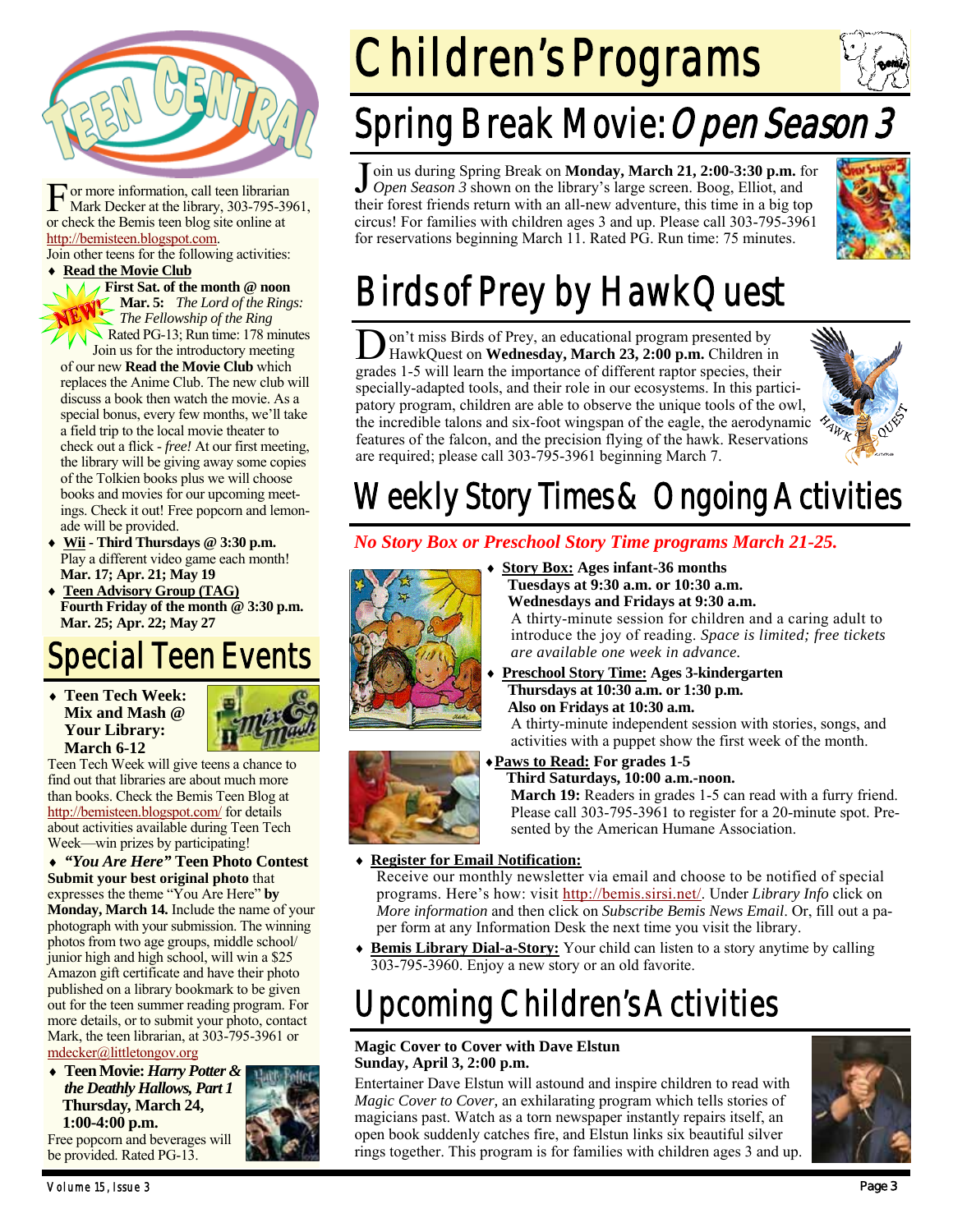# Teen Central

For more information, call teen librarian Mark Decker at the library, 303-795-3961, or check the Bemis teen blog site online at http://bemisteen.blogspot.com.

Join other teens for the following activities:

- **Read the Movie Club**
  **First Sat. of the month @ noon**
  NEW!
  **Mar. 5:** *The Lord of the Rings: The Fellowship of the Ring*
  Rated PG-13; Run time: 178 minutes
  Join us for the introductory meeting of our new **Read the Movie Club** which replaces the Anime Club. The new club will discuss a book then watch the movie. As a special bonus, every few months, we'll take a field trip to the local movie theater to check out a flick - *free!* At our first meeting, the library will be giving away some copies of the Tolkien books plus we will choose books and movies for our upcoming meetings. Check it out! Free popcorn and lemonade will be provided.
- **Wii - Third Thursdays @ 3:30 p.m.**
  Play a different video game each month!
  **Mar. 17; Apr. 21; May 19**
- **Teen Advisory Group (TAG)**
  **Fourth Friday of the month @ 3:30 p.m.**
  **Mar. 25; Apr. 22; May 27**

## Special Teen Events

- **Teen Tech Week: Mix and Mash @ Your Library: March 6-12**

Teen Tech Week will give teens a chance to find out that libraries are about much more than books. Check the Bemis Teen Blog at http://bemisteen.blogspot.com/ for details about activities available during Teen Tech Week—win prizes by participating!

- ***"You Are Here"* Teen Photo Contest**

**Submit your best original photo** that expresses the theme "You Are Here" **by Monday, March 14.** Include the name of your photograph with your submission. The winning photos from two age groups, middle school/junior high and high school, will win a $25 Amazon gift certificate and have their photo published on a library bookmark to be given out for the teen summer reading program. For more details, or to submit your photo, contact Mark, the teen librarian, at 303-795-3961 or mdecker@littletongov.org

- **Teen Movie: *Harry Potter & the Deathly Hallows, Part 1***
  **Thursday, March 24, 1:00-4:00 p.m.**

Free popcorn and beverages will be provided. Rated PG-13.

# Children's Programs

## Spring Break Movie: *Open Season 3*

Join us during Spring Break on **Monday, March 21, 2:00-3:30 p.m.** for *Open Season 3* shown on the library's large screen. Boog, Elliot, and their forest friends return with an all-new adventure, this time in a big top circus! For families with children ages 3 and up. Please call 303-795-3961 for reservations beginning March 11. Rated PG. Run time: 75 minutes.

## Birds of Prey by HawkQuest

Don't miss Birds of Prey, an educational program presented by HawkQuest on **Wednesday, March 23, 2:00 p.m.** Children in grades 1-5 will learn the importance of different raptor species, their specially-adapted tools, and their role in our ecosystems. In this participatory program, children are able to observe the unique tools of the owl, the incredible talons and six-foot wingspan of the eagle, the aerodynamic features of the falcon, and the precision flying of the hawk. Reservations are required; please call 303-795-3961 beginning March 7.

## Weekly Story Times & Ongoing Activities

***No Story Box or Preschool Story Time programs March 21-25.***

- **Story Box: Ages infant-36 months**
  **Tuesdays at 9:30 a.m. or 10:30 a.m.**
  **Wednesdays and Fridays at 9:30 a.m.**
  A thirty-minute session for children and a caring adult to introduce the joy of reading. *Space is limited; free tickets are available one week in advance.*
- **Preschool Story Time: Ages 3-kindergarten**
  **Thursdays at 10:30 a.m. or 1:30 p.m.**
  **Also on Fridays at 10:30 a.m.**
  A thirty-minute independent session with stories, songs, and activities with a puppet show the first week of the month.
- **Paws to Read: For grades 1-5**
  **Third Saturdays, 10:00 a.m.-noon.**
  **March 19:** Readers in grades 1-5 can read with a furry friend. Please call 303-795-3961 to register for a 20-minute spot. Presented by the American Humane Association.
- **Register for Email Notification:**
  Receive our monthly newsletter via email and choose to be notified of special programs. Here's how: visit http://bemis.sirsi.net/. Under *Library Info* click on *More information* and then click on *Subscribe Bemis News Email*. Or, fill out a paper form at any Information Desk the next time you visit the library.
- **Bemis Library Dial-a-Story:** Your child can listen to a story anytime by calling 303-795-3960. Enjoy a new story or an old favorite.

## Upcoming Children's Activities

**Magic Cover to Cover with Dave Elstun**
**Sunday, April 3, 2:00 p.m.**

Entertainer Dave Elstun will astound and inspire children to read with *Magic Cover to Cover,* an exhilarating program which tells stories of magicians past. Watch as a torn newspaper instantly repairs itself, an open book suddenly catches fire, and Elstun links six beautiful silver rings together. This program is for families with children ages 3 and up.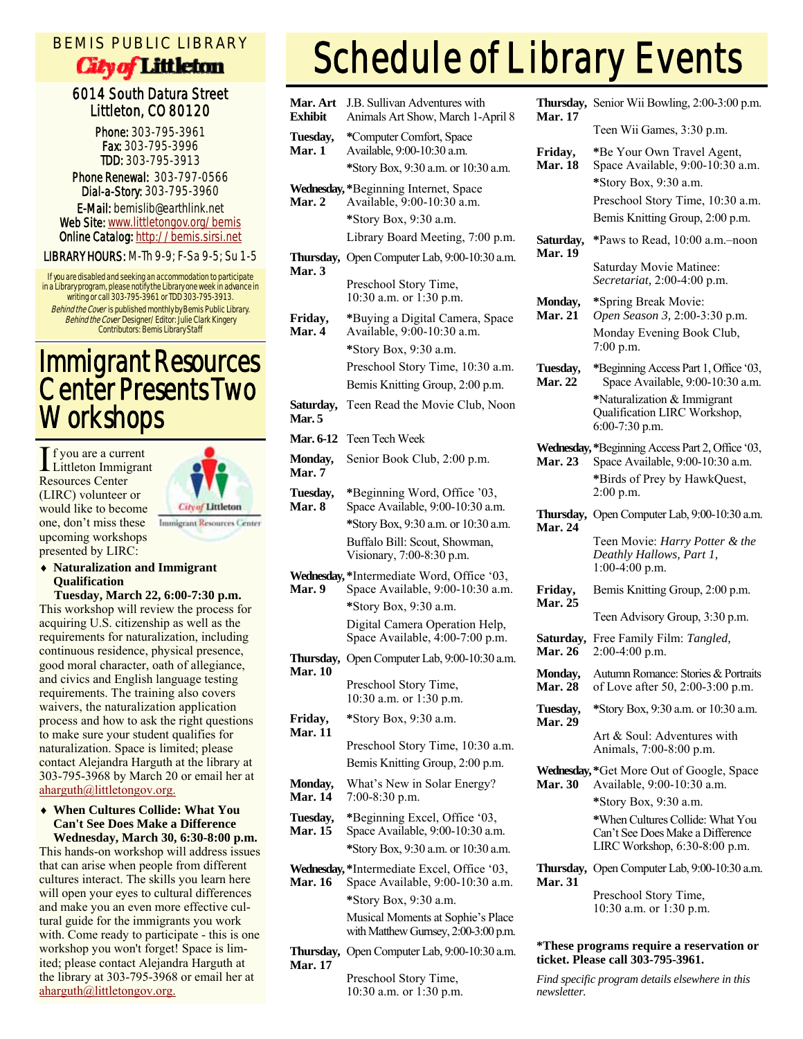BEMIS PUBLIC LIBRARY

City of Littleton

6014 South Datura Street
Littleton, CO 80120

**Phone:** 303-795-3961
**Fax:** 303-795-3996
**TDD:** 303-795-3913
**Phone Renewal:** 303-797-0566
**Dial-a-Story:** 303-795-3960
**E-Mail:** bemislib@earthlink.net
**Web Site:** www.littletongov.org/bemis
**Online Catalog:** http://bemis.sirsi.net

**LIBRARY HOURS:** M-Th 9-9; F-Sa 9-5; Su 1-5

If you are disabled and seeking an accommodation to participate in a Library program, please notify the Library one week in advance in writing or call 303-795-3961 or TDD 303-795-3913.

*Behind the Cover* is published monthly by Bemis Public Library. *Behind the Cover* Designer/Editor: Julie Clark Kingery
Contributors: Bemis Library Staff

# Immigrant Resources Center Presents Two Workshops

If you are a current Littleton Immigrant Resources Center (LIRC) volunteer or would like to become one, don't miss these upcoming workshops presented by LIRC:

- **Naturalization and Immigrant Qualification**
  **Tuesday, March 22, 6:00-7:30 p.m.**

This workshop will review the process for acquiring U.S. citizenship as well as the requirements for naturalization, including continuous residence, physical presence, good moral character, oath of allegiance, and civics and English language testing requirements. The training also covers waivers, the naturalization application process and how to ask the right questions to make sure your student qualifies for naturalization. Space is limited; please contact Alejandra Harguth at the library at 303-795-3968 by March 20 or email her at aharguth@littletongov.org.

- **When Cultures Collide: What You Can't See Does Make a Difference**
  **Wednesday, March 30, 6:30-8:00 p.m.**

This hands-on workshop will address issues that can arise when people from different cultures interact. The skills you learn here will open your eyes to cultural differences and make you an even more effective cultural guide for the immigrants you work with. Come ready to participate - this is one workshop you won't forget! Space is limited; please contact Alejandra Harguth at the library at 303-795-3968 or email her at aharguth@littletongov.org.

# Schedule of Library Events

| | |
|---|---|
| **Mar. Art Exhibit** | J.B. Sullivan Adventures with Animals Art Show, March 1-April 8 |
| **Tuesday, Mar. 1** | *Computer Comfort, Space Available, 9:00-10:30 a.m.<br>*Story Box, 9:30 a.m. or 10:30 a.m. |
| **Wednesday, Mar. 2** | *Beginning Internet, Space Available, 9:00-10:30 a.m.<br>*Story Box, 9:30 a.m.<br>Library Board Meeting, 7:00 p.m. |
| **Thursday, Mar. 3** | Open Computer Lab, 9:00-10:30 a.m.<br>Preschool Story Time, 10:30 a.m. or 1:30 p.m. |
| **Friday, Mar. 4** | *Buying a Digital Camera, Space Available, 9:00-10:30 a.m.<br>*Story Box, 9:30 a.m.<br>Preschool Story Time, 10:30 a.m.<br>Bemis Knitting Group, 2:00 p.m. |
| **Saturday, Mar. 5** | Teen Read the Movie Club, Noon |
| **Mar. 6-12** | Teen Tech Week |
| **Monday, Mar. 7** | Senior Book Club, 2:00 p.m. |
| **Tuesday, Mar. 8** | *Beginning Word, Office '03, Space Available, 9:00-10:30 a.m.<br>*Story Box, 9:30 a.m. or 10:30 a.m.<br>Buffalo Bill: Scout, Showman, Visionary, 7:00-8:30 p.m. |
| **Wednesday, Mar. 9** | *Intermediate Word, Office '03, Space Available, 9:00-10:30 a.m.<br>*Story Box, 9:30 a.m.<br>Digital Camera Operation Help, Space Available, 4:00-7:00 p.m. |
| **Thursday, Mar. 10** | Open Computer Lab, 9:00-10:30 a.m.<br>Preschool Story Time, 10:30 a.m. or 1:30 p.m. |
| **Friday, Mar. 11** | *Story Box, 9:30 a.m.<br>Preschool Story Time, 10:30 a.m.<br>Bemis Knitting Group, 2:00 p.m. |
| **Monday, Mar. 14** | What's New in Solar Energy? 7:00-8:30 p.m. |
| **Tuesday, Mar. 15** | *Beginning Excel, Office '03, Space Available, 9:00-10:30 a.m.<br>*Story Box, 9:30 a.m. or 10:30 a.m. |
| **Wednesday, Mar. 16** | *Intermediate Excel, Office '03, Space Available, 9:00-10:30 a.m.<br>*Story Box, 9:30 a.m.<br>Musical Moments at Sophie's Place with Matthew Gurnsey, 2:00-3:00 p.m. |
| **Thursday, Mar. 17** | Open Computer Lab, 9:00-10:30 a.m.<br>Preschool Story Time, 10:30 a.m. or 1:30 p.m.<br>Senior Wii Bowling, 2:00-3:00 p.m.<br>Teen Wii Games, 3:30 p.m. |
| **Friday, Mar. 18** | *Be Your Own Travel Agent, Space Available, 9:00-10:30 a.m.<br>*Story Box, 9:30 a.m.<br>Preschool Story Time, 10:30 a.m.<br>Bemis Knitting Group, 2:00 p.m. |
| **Saturday, Mar. 19** | *Paws to Read, 10:00 a.m.–noon<br>Saturday Movie Matinee: *Secretariat,* 2:00-4:00 p.m. |
| **Monday, Mar. 21** | *Spring Break Movie: *Open Season 3,* 2:00-3:30 p.m.<br>Monday Evening Book Club, 7:00 p.m. |
| **Tuesday, Mar. 22** | *Beginning Access Part 1, Office '03, Space Available, 9:00-10:30 a.m.<br>*Naturalization & Immigrant Qualification LIRC Workshop, 6:00-7:30 p.m. |
| **Wednesday, Mar. 23** | *Beginning Access Part 2, Office '03, Space Available, 9:00-10:30 a.m.<br>*Birds of Prey by HawkQuest, 2:00 p.m. |
| **Thursday, Mar. 24** | Open Computer Lab, 9:00-10:30 a.m.<br>Teen Movie: *Harry Potter & the Deathly Hallows, Part 1,* 1:00-4:00 p.m. |
| **Friday, Mar. 25** | Bemis Knitting Group, 2:00 p.m.<br>Teen Advisory Group, 3:30 p.m. |
| **Saturday, Mar. 26** | Free Family Film: *Tangled,* 2:00-4:00 p.m. |
| **Monday, Mar. 28** | Autumn Romance: Stories & Portraits of Love after 50, 2:00-3:00 p.m. |
| **Tuesday, Mar. 29** | *Story Box, 9:30 a.m. or 10:30 a.m.<br>Art & Soul: Adventures with Animals, 7:00-8:00 p.m. |
| **Wednesday, Mar. 30** | *Get More Out of Google, Space Available, 9:00-10:30 a.m.<br>*Story Box, 9:30 a.m.<br>*When Cultures Collide: What You Can't See Does Make a Difference LIRC Workshop, 6:30-8:00 p.m. |
| **Thursday, Mar. 31** | Open Computer Lab, 9:00-10:30 a.m.<br>Preschool Story Time, 10:30 a.m. or 1:30 p.m. |

**\*These programs require a reservation or ticket. Please call 303-795-3961.**

*Find specific program details elsewhere in this newsletter.*